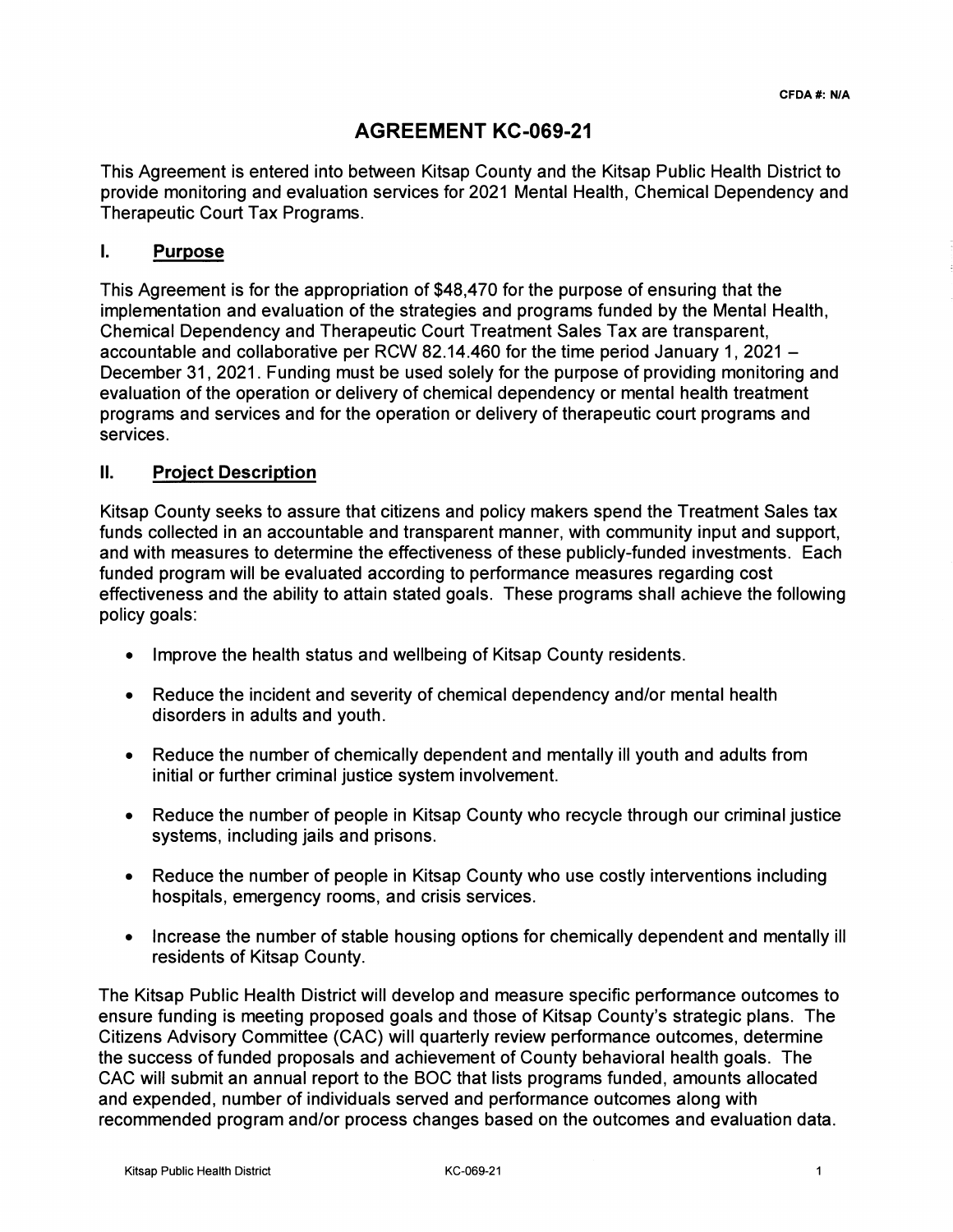CFDA #: N/A

# AGREEMENT KC-069-21

This Agreement is entered into between Kitsap County and the Kitsap Public Health District to provide monitoring and evaluation services for 2021 Mental Health, Chemical Dependency and Therapeutic Court Tax Programs.

## I. Purpose

This Agreement is for the appropriation of $48,470 for the purpose of ensuring that the implementation and evaluation of the strategies and programs funded by the Mental Health, Chemical Dependency and Therapeutic Court Treatment Sales Tax are transparent, accountable and collaborative per RCW 82.14.460 for the time period January 1, 2021 – December 31, 2021. Funding must be used solely for the purpose of providing monitoring and evaluation of the operation or delivery of chemical dependency or mental health treatment programs and services and for the operation or delivery of therapeutic court programs and services.

## II. Project Description

Kitsap County seeks to assure that citizens and policy makers spend the Treatment Sales tax funds collected in an accountable and transparent manner, with community input and support, and with measures to determine the effectiveness of these publicly-funded investments. Each funded program will be evaluated according to performance measures regarding cost effectiveness and the ability to attain stated goals. These programs shall achieve the following policy goals:

- Improve the health status and wellbeing of Kitsap County residents.
- Reduce the incident and severity of chemical dependency and/or mental health disorders in adults and youth.
- Reduce the number of chemically dependent and mentally ill youth and adults from initial or further criminal justice system involvement.
- Reduce the number of people in Kitsap County who recycle through our criminal justice systems, including jails and prisons.
- Reduce the number of people in Kitsap County who use costly interventions including hospitals, emergency rooms, and crisis services.
- Increase the number of stable housing options for chemically dependent and mentally ill residents of Kitsap County.

The Kitsap Public Health District will develop and measure specific performance outcomes to ensure funding is meeting proposed goals and those of Kitsap County's strategic plans. The Citizens Advisory Committee (CAC) will quarterly review performance outcomes, determine the success of funded proposals and achievement of County behavioral health goals. The CAC will submit an annual report to the BOC that lists programs funded, amounts allocated and expended, number of individuals served and performance outcomes along with recommended program and/or process changes based on the outcomes and evaluation data.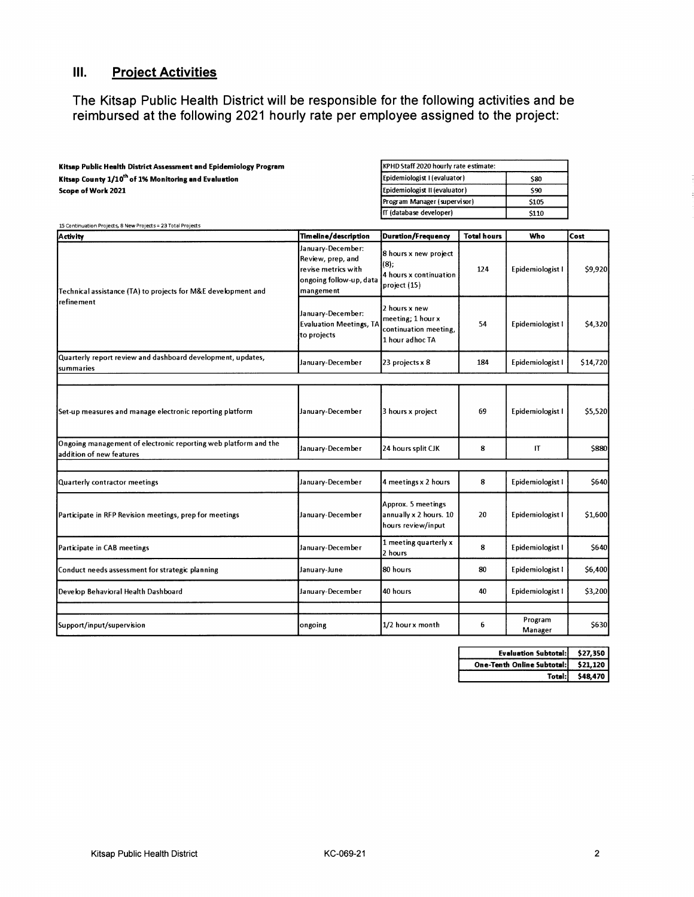## III. Project Activities

The Kitsap Public Health District will be responsible for the following activities and be reimbursed at the following 2021 hourly rate per employee assigned to the project:

**Kitsap Public Health District Assessment and Epidemiology Program**
**Kitsap County 1/10th of 1% Monitoring and Evaluation**
**Scope of Work 2021**

| KPHD Staff 2020 hourly rate estimate: | |
|---|---|
| Epidemiologist I (evaluator) | $80 |
| Epidemiologist II (evaluator) | $90 |
| Program Manager (supervisor) | $105 |
| IT (database developer) | $110 |

15 Continuation Projects, 8 New Projects = 23 Total Projects

| Activity | Timeline/description | Duration/Frequency | Total hours | Who | Cost |
|---|---|---|---|---|---|
| Technical assistance (TA) to projects for M&E development and refinement | January-December: Review, prep, and revise metrics with ongoing follow-up, data mangement | 8 hours x new project (8); 4 hours x continuation project (15) | 124 | Epidemiologist I | $9,920 |
| | January-December: Evaluation Meetings, TA to projects | 2 hours x new meeting; 1 hour x continuation meeting, 1 hour adhoc TA | 54 | Epidemiologist I | $4,320 |
| Quarterly report review and dashboard development, updates, summaries | January-December | 23 projects x 8 | 184 | Epidemiologist I | $14,720 |
| | | | | | |
| Set-up measures and manage electronic reporting platform | January-December | 3 hours x project | 69 | Epidemiologist I | $5,520 |
| Ongoing management of electronic reporting web platform and the addition of new features | January-December | 24 hours split CJK | 8 | IT | $880 |
| | | | | | |
| Quarterly contractor meetings | January-December | 4 meetings x 2 hours | 8 | Epidemiologist I | $640 |
| Participate in RFP Revision meetings, prep for meetings | January-December | Approx. 5 meetings annually x 2 hours. 10 hours review/input | 20 | Epidemiologist I | $1,600 |
| Participate in CAB meetings | January-December | 1 meeting quarterly x 2 hours | 8 | Epidemiologist I | $640 |
| Conduct needs assessment for strategic planning | January-June | 80 hours | 80 | Epidemiologist I | $6,400 |
| Develop Behavioral Health Dashboard | January-December | 40 hours | 40 | Epidemiologist I | $3,200 |
| | | | | | |
| Support/input/supervision | ongoing | 1/2 hour x month | 6 | Program Manager | $630 |

| | |
|---|---|
| **Evaluation Subtotal:** | **$27,350** |
| **One-Tenth Online Subtotal:** | **$21,120** |
| **Total:** | **$48,470** |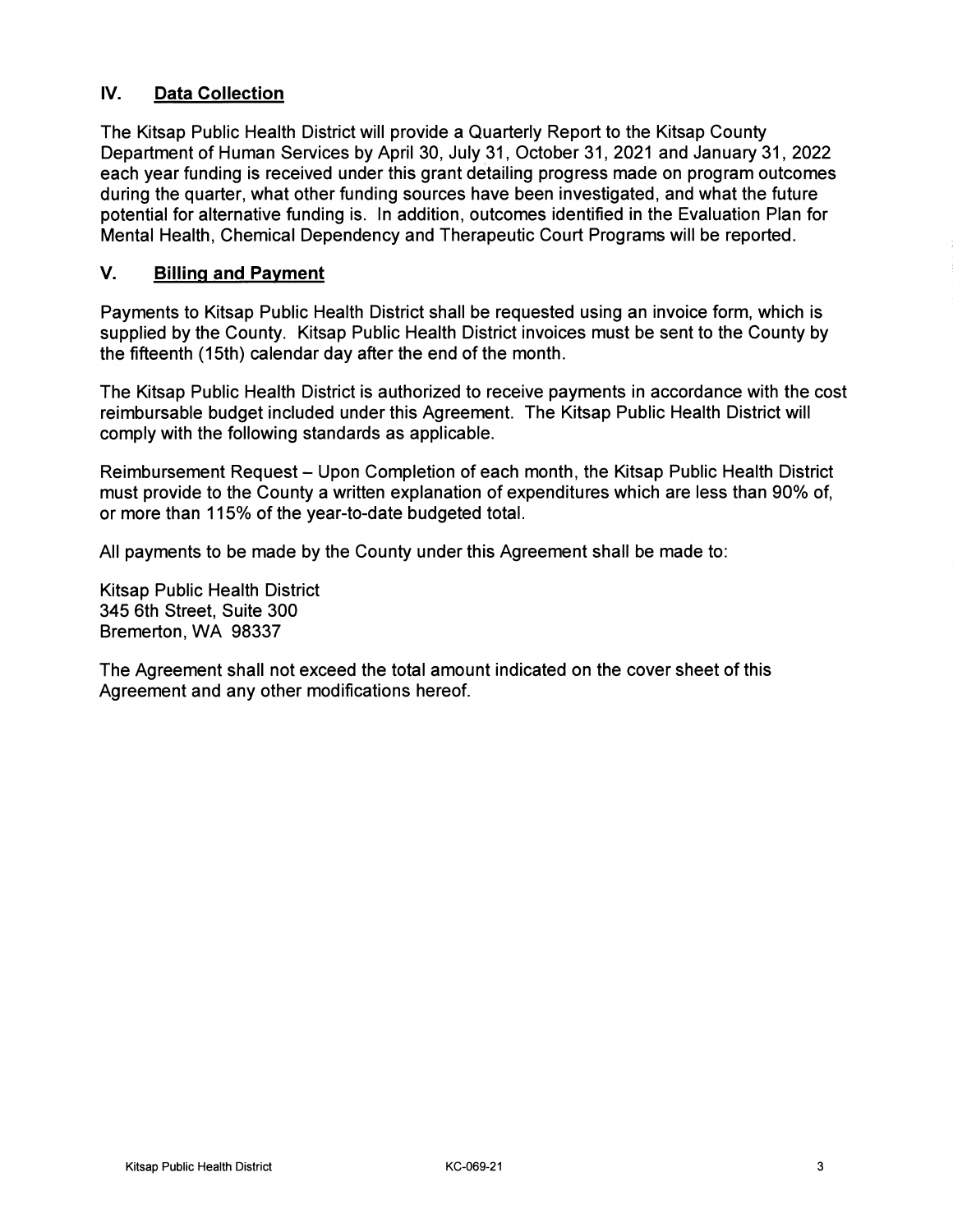## IV. Data Collection

The Kitsap Public Health District will provide a Quarterly Report to the Kitsap County Department of Human Services by April 30, July 31, October 31, 2021 and January 31, 2022 each year funding is received under this grant detailing progress made on program outcomes during the quarter, what other funding sources have been investigated, and what the future potential for alternative funding is. In addition, outcomes identified in the Evaluation Plan for Mental Health, Chemical Dependency and Therapeutic Court Programs will be reported.

## V. Billing and Payment

Payments to Kitsap Public Health District shall be requested using an invoice form, which is supplied by the County. Kitsap Public Health District invoices must be sent to the County by the fifteenth (15th) calendar day after the end of the month.

The Kitsap Public Health District is authorized to receive payments in accordance with the cost reimbursable budget included under this Agreement. The Kitsap Public Health District will comply with the following standards as applicable.

Reimbursement Request – Upon Completion of each month, the Kitsap Public Health District must provide to the County a written explanation of expenditures which are less than 90% of, or more than 115% of the year-to-date budgeted total.

All payments to be made by the County under this Agreement shall be made to:

Kitsap Public Health District
345 6th Street, Suite 300
Bremerton, WA 98337

The Agreement shall not exceed the total amount indicated on the cover sheet of this Agreement and any other modifications hereof.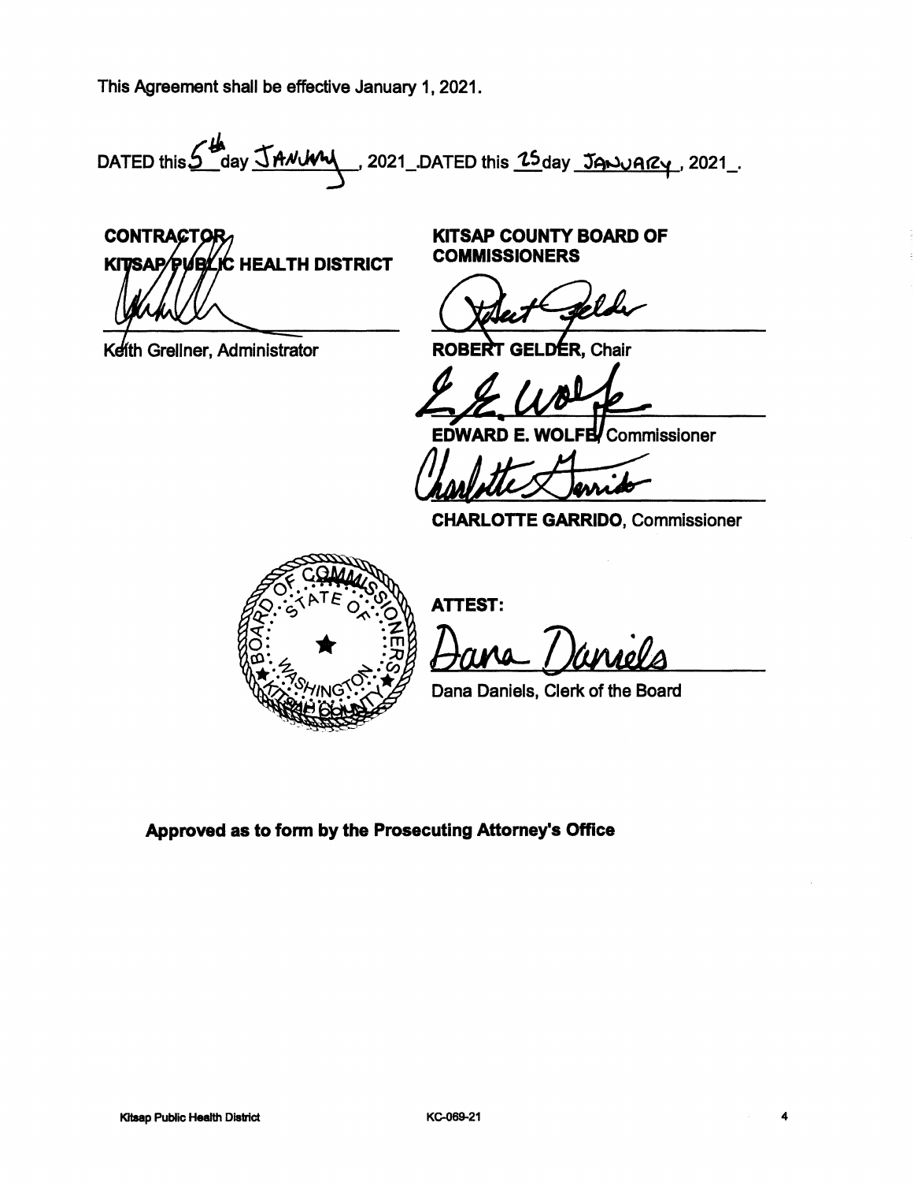This Agreement shall be effective January 1, 2021.

DATED this 5th day January, 2021. DATED this 25 day January, 2021.

**CONTRACTOR**
**KITSAP PUBLIC HEALTH DISTRICT**

Keith Grellner, Administrator

**KITSAP COUNTY BOARD OF COMMISSIONERS**

**ROBERT GELDER**, Chair

**EDWARD E. WOLFE**, Commissioner

**CHARLOTTE GARRIDO**, Commissioner

**ATTEST:**

Dana Daniels, Clerk of the Board

**Approved as to form by the Prosecuting Attorney's Office**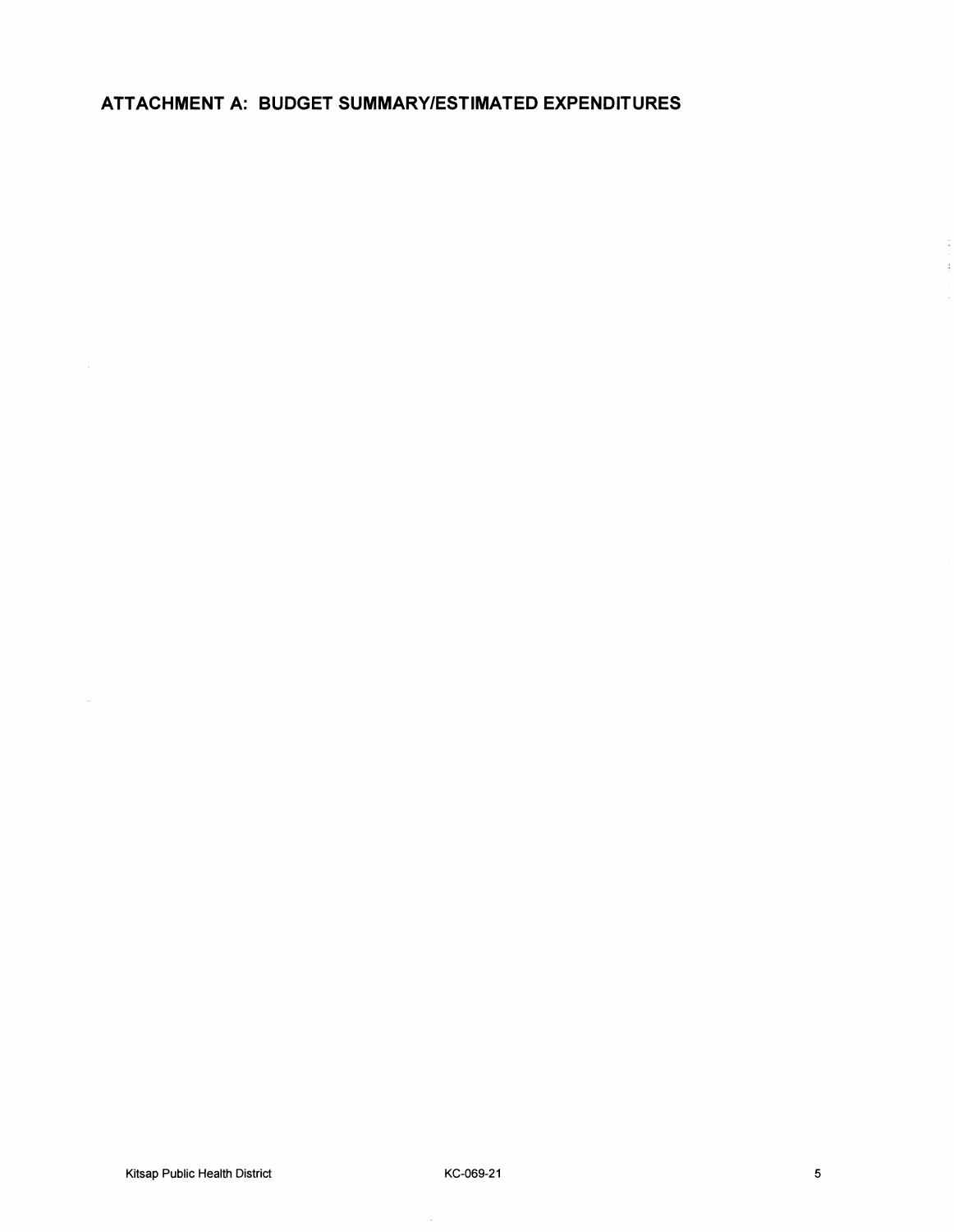## ATTACHMENT A: BUDGET SUMMARY/ESTIMATED EXPENDITURES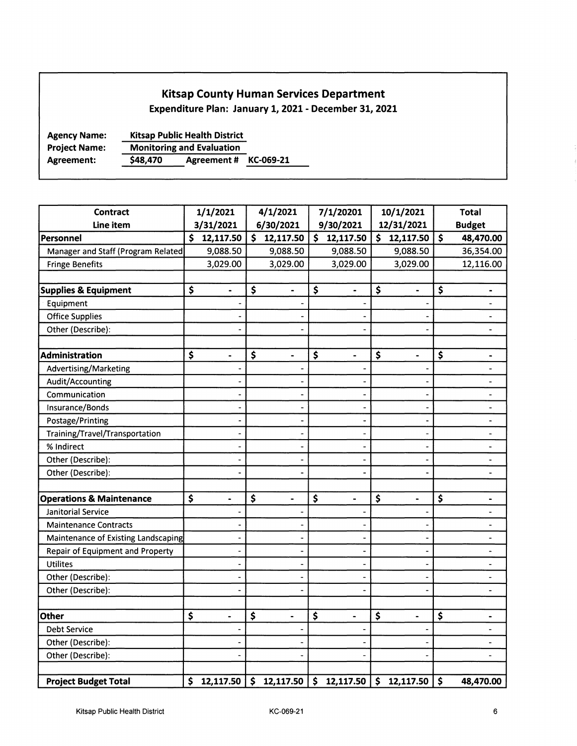# Kitsap County Human Services Department

## Expenditure Plan: January 1, 2021 - December 31, 2021

**Agency Name:** Kitsap Public Health District
**Project Name:** Monitoring and Evaluation
**Agreement:** $48,470 **Agreement #** KC-069-21

| Contract Line item | 1/1/2021 3/31/2021 | 4/1/2021 6/30/2021 | 7/1/20201 9/30/2021 | 10/1/2021 12/31/2021 | Total Budget |
|---|---|---|---|---|---|
| **Personnel** | **$ 12,117.50** | **$ 12,117.50** | **$ 12,117.50** | **$ 12,117.50** | **$ 48,470.00** |
| Manager and Staff (Program Related | 9,088.50 | 9,088.50 | 9,088.50 | 9,088.50 | 36,354.00 |
| Fringe Benefits | 3,029.00 | 3,029.00 | 3,029.00 | 3,029.00 | 12,116.00 |
| | | | | | |
| **Supplies & Equipment** | **$ -** | **$ -** | **$ -** | **$ -** | **$ -** |
| Equipment | - | - | - | - | - |
| Office Supplies | - | - | - | - | - |
| Other (Describe): | - | - | - | - | - |
| | | | | | |
| **Administration** | **$ -** | **$ -** | **$ -** | **$ -** | **$ -** |
| Advertising/Marketing | - | - | - | - | - |
| Audit/Accounting | - | - | - | - | - |
| Communication | - | - | - | - | - |
| Insurance/Bonds | - | - | - | - | - |
| Postage/Printing | - | - | - | - | - |
| Training/Travel/Transportation | - | - | - | - | - |
| % Indirect | - | - | - | - | - |
| Other (Describe): | - | - | - | - | - |
| Other (Describe): | - | - | - | - | - |
| | | | | | |
| **Operations & Maintenance** | **$ -** | **$ -** | **$ -** | **$ -** | **$ -** |
| Janitorial Service | - | - | - | - | - |
| Maintenance Contracts | - | - | - | - | - |
| Maintenance of Existing Landscaping | - | - | - | - | - |
| Repair of Equipment and Property | - | - | - | - | - |
| Utilites | - | - | - | - | - |
| Other (Describe): | - | - | - | - | - |
| Other (Describe): | - | - | - | - | - |
| | | | | | |
| **Other** | **$ -** | **$ -** | **$ -** | **$ -** | **$ -** |
| Debt Service | - | - | - | - | - |
| Other (Describe): | - | - | - | - | - |
| Other (Describe): | - | - | - | - | - |
| | | | | | |
| **Project Budget Total** | **$ 12,117.50** | **$ 12,117.50** | **$ 12,117.50** | **$ 12,117.50** | **$ 48,470.00** |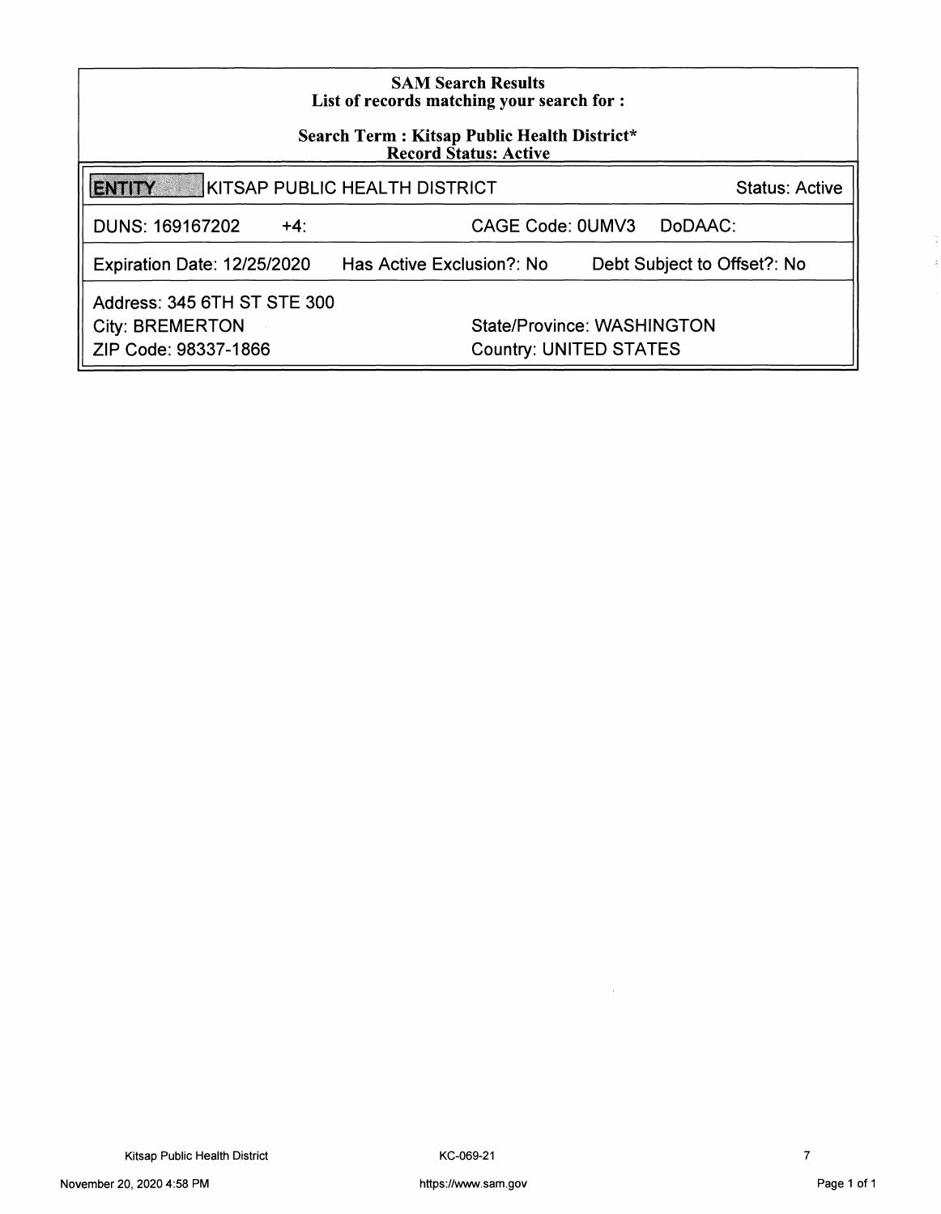**SAM Search Results**
**List of records matching your search for :**

**Search Term : Kitsap Public Health District***
**Record Status: Active**

| | | |
|---|---|---|
| **ENTITY** KITSAP PUBLIC HEALTH DISTRICT | | Status: Active |
| DUNS: 169167202 +4: | CAGE Code: 0UMV3 | DoDAAC: |
| Expiration Date: 12/25/2020 | Has Active Exclusion?: No | Debt Subject to Offset?: No |
| Address: 345 6TH ST STE 300 | | |
| City: BREMERTON | State/Province: WASHINGTON | |
| ZIP Code: 98337-1866 | Country: UNITED STATES | |

Kitsap Public Health District KC-069-21

November 20, 2020 4:58 PM https://www.sam.gov